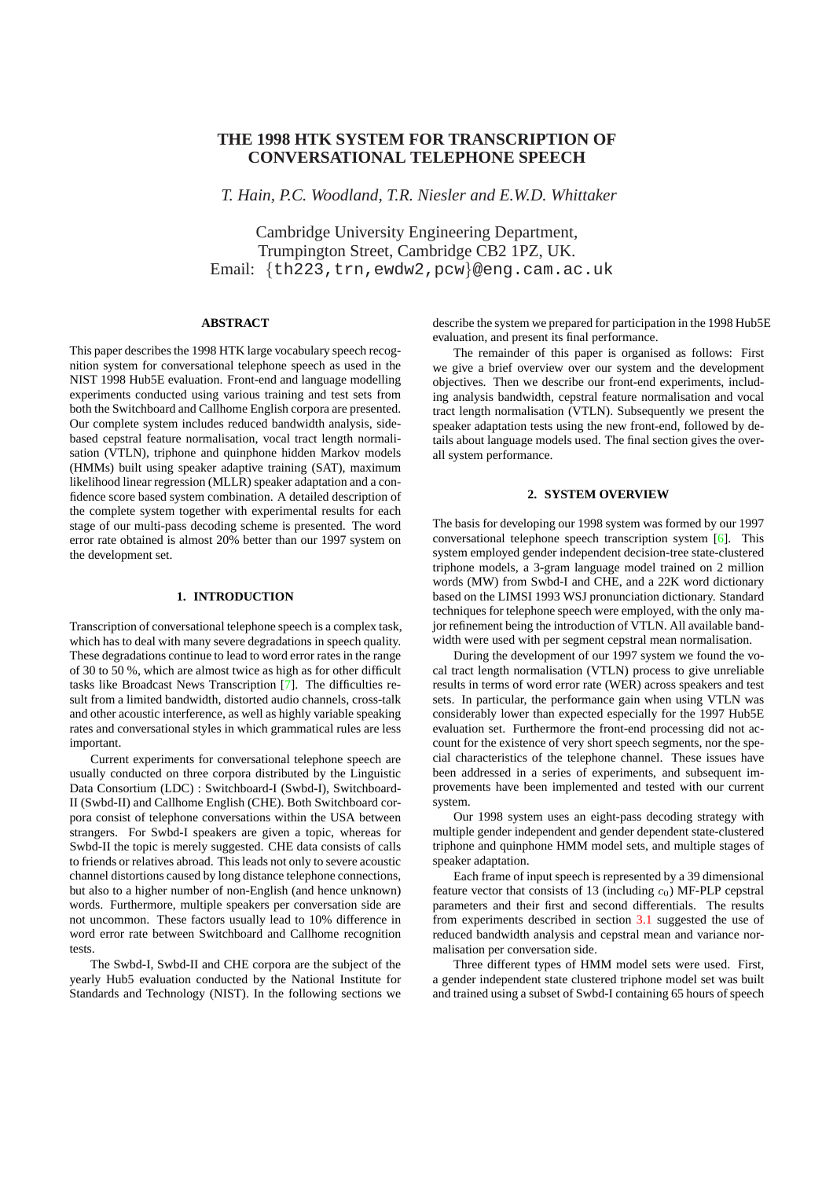# THE 1998 HTK SYSTEM FOR TRANSCRIPTION OF CONVERSATIONAL TELEPHONE SPEECH

*T. Hain, P.C. Woodland, T.R. Niesler and E.W.D. Whittaker*

Cambridge University Engineering Department,
Trumpington Street, Cambridge CB2 1PZ, UK.
Email: {th223,trn,ewdw2,pcw}@eng.cam.ac.uk

## ABSTRACT

This paper describes the 1998 HTK large vocabulary speech recognition system for conversational telephone speech as used in the NIST 1998 Hub5E evaluation. Front-end and language modelling experiments conducted using various training and test sets from both the Switchboard and Callhome English corpora are presented. Our complete system includes reduced bandwidth analysis, side-based cepstral feature normalisation, vocal tract length normalisation (VTLN), triphone and quinphone hidden Markov models (HMMs) built using speaker adaptive training (SAT), maximum likelihood linear regression (MLLR) speaker adaptation and a confidence score based system combination. A detailed description of the complete system together with experimental results for each stage of our multi-pass decoding scheme is presented. The word error rate obtained is almost 20% better than our 1997 system on the development set.

## 1. INTRODUCTION

Transcription of conversational telephone speech is a complex task, which has to deal with many severe degradations in speech quality. These degradations continue to lead to word error rates in the range of 30 to 50 %, which are almost twice as high as for other difficult tasks like Broadcast News Transcription [7]. The difficulties result from a limited bandwidth, distorted audio channels, cross-talk and other acoustic interference, as well as highly variable speaking rates and conversational styles in which grammatical rules are less important.

Current experiments for conversational telephone speech are usually conducted on three corpora distributed by the Linguistic Data Consortium (LDC) : Switchboard-I (Swbd-I), Switchboard-II (Swbd-II) and Callhome English (CHE). Both Switchboard corpora consist of telephone conversations within the USA between strangers. For Swbd-I speakers are given a topic, whereas for Swbd-II the topic is merely suggested. CHE data consists of calls to friends or relatives abroad. This leads not only to severe acoustic channel distortions caused by long distance telephone connections, but also to a higher number of non-English (and hence unknown) words. Furthermore, multiple speakers per conversation side are not uncommon. These factors usually lead to 10% difference in word error rate between Switchboard and Callhome recognition tests.

The Swbd-I, Swbd-II and CHE corpora are the subject of the yearly Hub5 evaluation conducted by the National Institute for Standards and Technology (NIST). In the following sections we describe the system we prepared for participation in the 1998 Hub5E evaluation, and present its final performance.

The remainder of this paper is organised as follows: First we give a brief overview over our system and the development objectives. Then we describe our front-end experiments, including analysis bandwidth, cepstral feature normalisation and vocal tract length normalisation (VTLN). Subsequently we present the speaker adaptation tests using the new front-end, followed by details about language models used. The final section gives the overall system performance.

## 2. SYSTEM OVERVIEW

The basis for developing our 1998 system was formed by our 1997 conversational telephone speech transcription system [6]. This system employed gender independent decision-tree state-clustered triphone models, a 3-gram language model trained on 2 million words (MW) from Swbd-I and CHE, and a 22K word dictionary based on the LIMSI 1993 WSJ pronunciation dictionary. Standard techniques for telephone speech were employed, with the only major refinement being the introduction of VTLN. All available bandwidth were used with per segment cepstral mean normalisation.

During the development of our 1997 system we found the vocal tract length normalisation (VTLN) process to give unreliable results in terms of word error rate (WER) across speakers and test sets. In particular, the performance gain when using VTLN was considerably lower than expected especially for the 1997 Hub5E evaluation set. Furthermore the front-end processing did not account for the existence of very short speech segments, nor the special characteristics of the telephone channel. These issues have been addressed in a series of experiments, and subsequent improvements have been implemented and tested with our current system.

Our 1998 system uses an eight-pass decoding strategy with multiple gender independent and gender dependent state-clustered triphone and quinphone HMM model sets, and multiple stages of speaker adaptation.

Each frame of input speech is represented by a 39 dimensional feature vector that consists of 13 (including $c_0$) MF-PLP cepstral parameters and their first and second differentials. The results from experiments described in section 3.1 suggested the use of reduced bandwidth analysis and cepstral mean and variance normalisation per conversation side.

Three different types of HMM model sets were used. First, a gender independent state clustered triphone model set was built and trained using a subset of Swbd-I containing 65 hours of speech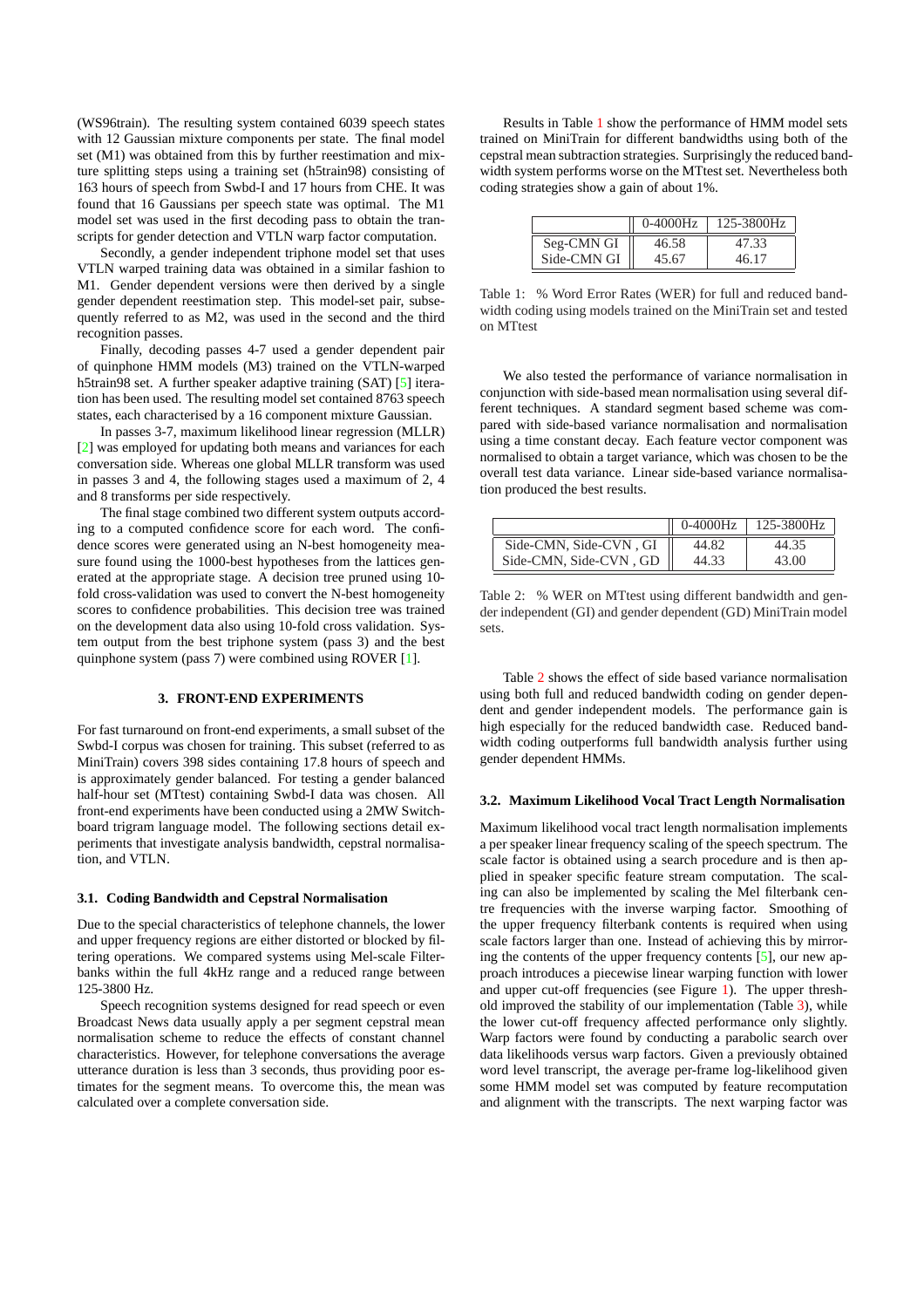(WS96train). The resulting system contained 6039 speech states with 12 Gaussian mixture components per state. The final model set (M1) was obtained from this by further reestimation and mixture splitting steps using a training set (h5train98) consisting of 163 hours of speech from Swbd-I and 17 hours from CHE. It was found that 16 Gaussians per speech state was optimal. The M1 model set was used in the first decoding pass to obtain the transcripts for gender detection and VTLN warp factor computation.

Secondly, a gender independent triphone model set that uses VTLN warped training data was obtained in a similar fashion to M1. Gender dependent versions were then derived by a single gender dependent reestimation step. This model-set pair, subsequently referred to as M2, was used in the second and the third recognition passes.

Finally, decoding passes 4-7 used a gender dependent pair of quinphone HMM models (M3) trained on the VTLN-warped h5train98 set. A further speaker adaptive training (SAT) [5] iteration has been used. The resulting model set contained 8763 speech states, each characterised by a 16 component mixture Gaussian.

In passes 3-7, maximum likelihood linear regression (MLLR) [2] was employed for updating both means and variances for each conversation side. Whereas one global MLLR transform was used in passes 3 and 4, the following stages used a maximum of 2, 4 and 8 transforms per side respectively.

The final stage combined two different system outputs according to a computed confidence score for each word. The confidence scores were generated using an N-best homogeneity measure found using the 1000-best hypotheses from the lattices generated at the appropriate stage. A decision tree pruned using 10-fold cross-validation was used to convert the N-best homogeneity scores to confidence probabilities. This decision tree was trained on the development data also using 10-fold cross validation. System output from the best triphone system (pass 3) and the best quinphone system (pass 7) were combined using ROVER [1].

## 3. FRONT-END EXPERIMENTS

For fast turnaround on front-end experiments, a small subset of the Swbd-I corpus was chosen for training. This subset (referred to as MiniTrain) covers 398 sides containing 17.8 hours of speech and is approximately gender balanced. For testing a gender balanced half-hour set (MTtest) containing Swbd-I data was chosen. All front-end experiments have been conducted using a 2MW Switchboard trigram language model. The following sections detail experiments that investigate analysis bandwidth, cepstral normalisation, and VTLN.

### 3.1. Coding Bandwidth and Cepstral Normalisation

Due to the special characteristics of telephone channels, the lower and upper frequency regions are either distorted or blocked by filtering operations. We compared systems using Mel-scale Filterbanks within the full 4kHz range and a reduced range between 125-3800 Hz.

Speech recognition systems designed for read speech or even Broadcast News data usually apply a per segment cepstral mean normalisation scheme to reduce the effects of constant channel characteristics. However, for telephone conversations the average utterance duration is less than 3 seconds, thus providing poor estimates for the segment means. To overcome this, the mean was calculated over a complete conversation side.

Results in Table 1 show the performance of HMM model sets trained on MiniTrain for different bandwidths using both of the cepstral mean subtraction strategies. Surprisingly the reduced bandwidth system performs worse on the MTtest set. Nevertheless both coding strategies show a gain of about 1%.

| | 0-4000Hz | 125-3800Hz |
|---|---|---|
| Seg-CMN GI | 46.58 | 47.33 |
| Side-CMN GI | 45.67 | 46.17 |

Table 1: % Word Error Rates (WER) for full and reduced bandwidth coding using models trained on the MiniTrain set and tested on MTtest

We also tested the performance of variance normalisation in conjunction with side-based mean normalisation using several different techniques. A standard segment based scheme was compared with side-based variance normalisation and normalisation using a time constant decay. Each feature vector component was normalised to obtain a target variance, which was chosen to be the overall test data variance. Linear side-based variance normalisation produced the best results.

| | 0-4000Hz | 125-3800Hz |
|---|---|---|
| Side-CMN, Side-CVN , GI | 44.82 | 44.35 |
| Side-CMN, Side-CVN , GD | 44.33 | 43.00 |

Table 2: % WER on MTtest using different bandwidth and gender independent (GI) and gender dependent (GD) MiniTrain model sets.

Table 2 shows the effect of side based variance normalisation using both full and reduced bandwidth coding on gender dependent and gender independent models. The performance gain is high especially for the reduced bandwidth case. Reduced bandwidth coding outperforms full bandwidth analysis further using gender dependent HMMs.

### 3.2. Maximum Likelihood Vocal Tract Length Normalisation

Maximum likelihood vocal tract length normalisation implements a per speaker linear frequency scaling of the speech spectrum. The scale factor is obtained using a search procedure and is then applied in speaker specific feature stream computation. The scaling can also be implemented by scaling the Mel filterbank centre frequencies with the inverse warping factor. Smoothing of the upper frequency filterbank contents is required when using scale factors larger than one. Instead of achieving this by mirroring the contents of the upper frequency contents [5], our new approach introduces a piecewise linear warping function with lower and upper cut-off frequencies (see Figure 1). The upper threshold improved the stability of our implementation (Table 3), while the lower cut-off frequency affected performance only slightly. Warp factors were found by conducting a parabolic search over data likelihoods versus warp factors. Given a previously obtained word level transcript, the average per-frame log-likelihood given some HMM model set was computed by feature recomputation and alignment with the transcripts. The next warping factor was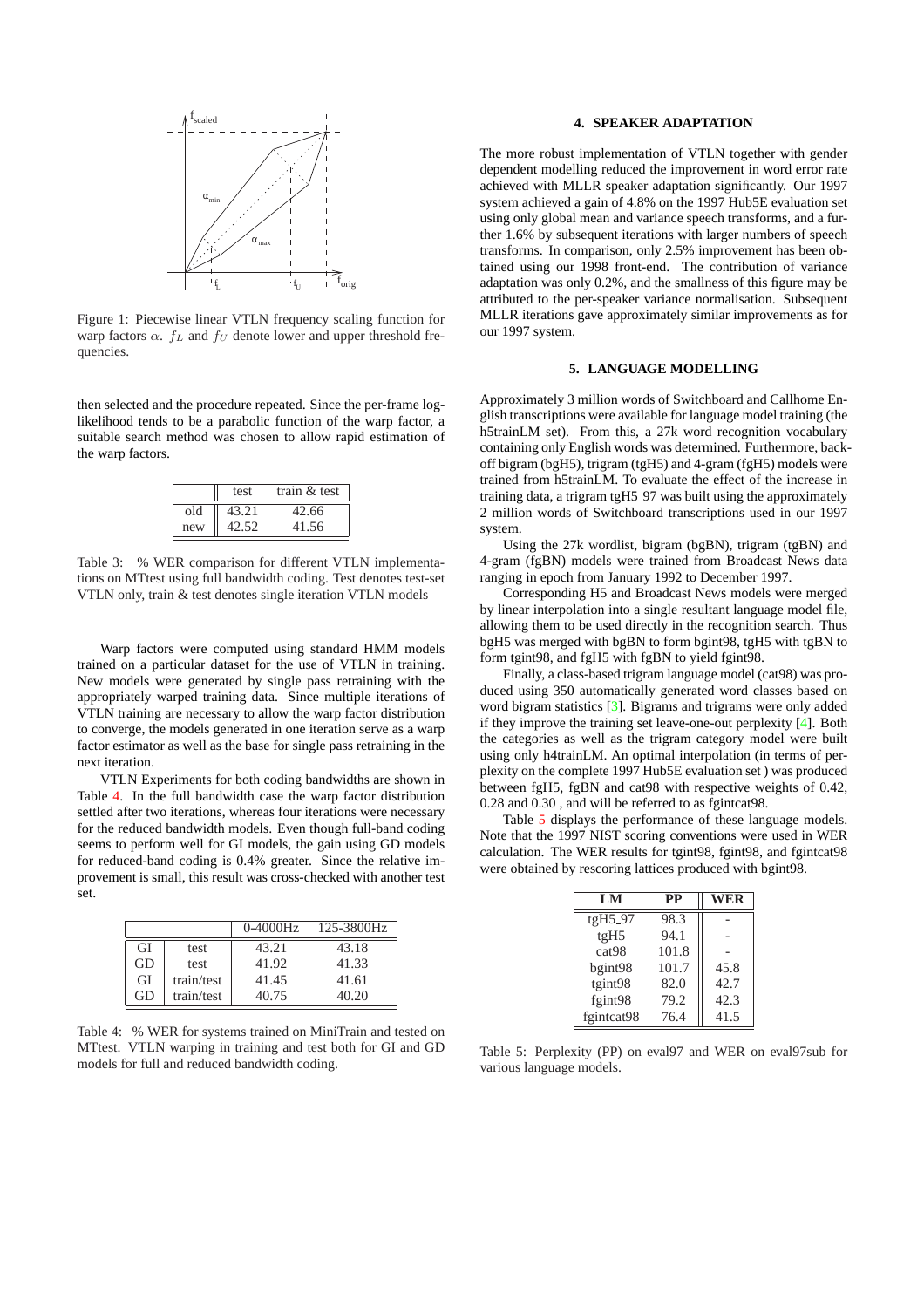Figure 1: Piecewise linear VTLN frequency scaling function for warp factors $\alpha$. $f_L$ and $f_U$ denote lower and upper threshold frequencies.

then selected and the procedure repeated. Since the per-frame log-likelihood tends to be a parabolic function of the warp factor, a suitable search method was chosen to allow rapid estimation of the warp factors.

| | test | train & test |
|---|---|---|
| old | 43.21 | 42.66 |
| new | 42.52 | 41.56 |

Table 3: % WER comparison for different VTLN implementations on MTtest using full bandwidth coding. Test denotes test-set VTLN only, train & test denotes single iteration VTLN models

Warp factors were computed using standard HMM models trained on a particular dataset for the use of VTLN in training. New models were generated by single pass retraining with the appropriately warped training data. Since multiple iterations of VTLN training are necessary to allow the warp factor distribution to converge, the models generated in one iteration serve as a warp factor estimator as well as the base for single pass retraining in the next iteration.

VTLN Experiments for both coding bandwidths are shown in Table 4. In the full bandwidth case the warp factor distribution settled after two iterations, whereas four iterations were necessary for the reduced bandwidth models. Even though full-band coding seems to perform well for GI models, the gain using GD models for reduced-band coding is 0.4% greater. Since the relative improvement is small, this result was cross-checked with another test set.

| | | 0-4000Hz | 125-3800Hz |
|---|---|---|---|
| GI | test | 43.21 | 43.18 |
| GD | test | 41.92 | 41.33 |
| GI | train/test | 41.45 | 41.61 |
| GD | train/test | 40.75 | 40.20 |

Table 4: % WER for systems trained on MiniTrain and tested on MTtest. VTLN warping in training and test both for GI and GD models for full and reduced bandwidth coding.

## 4. SPEAKER ADAPTATION

The more robust implementation of VTLN together with gender dependent modelling reduced the improvement in word error rate achieved with MLLR speaker adaptation significantly. Our 1997 system achieved a gain of 4.8% on the 1997 Hub5E evaluation set using only global mean and variance speech transforms, and a further 1.6% by subsequent iterations with larger numbers of speech transforms. In comparison, only 2.5% improvement has been obtained using our 1998 front-end. The contribution of variance adaptation was only 0.2%, and the smallness of this figure may be attributed to the per-speaker variance normalisation. Subsequent MLLR iterations gave approximately similar improvements as for our 1997 system.

## 5. LANGUAGE MODELLING

Approximately 3 million words of Switchboard and Callhome English transcriptions were available for language model training (the h5trainLM set). From this, a 27k word recognition vocabulary containing only English words was determined. Furthermore, backoff bigram (bgH5), trigram (tgH5) and 4-gram (fgH5) models were trained from h5trainLM. To evaluate the effect of the increase in training data, a trigram tgH5_97 was built using the approximately 2 million words of Switchboard transcriptions used in our 1997 system.

Using the 27k wordlist, bigram (bgBN), trigram (tgBN) and 4-gram (fgBN) models were trained from Broadcast News data ranging in epoch from January 1992 to December 1997.

Corresponding H5 and Broadcast News models were merged by linear interpolation into a single resultant language model file, allowing them to be used directly in the recognition search. Thus bgH5 was merged with bgBN to form bgint98, tgH5 with tgBN to form tgint98, and fgH5 with fgBN to yield fgint98.

Finally, a class-based trigram language model (cat98) was produced using 350 automatically generated word classes based on word bigram statistics [3]. Bigrams and trigrams were only added if they improve the training set leave-one-out perplexity [4]. Both the categories as well as the trigram category model were built using only h4trainLM. An optimal interpolation (in terms of perplexity on the complete 1997 Hub5E evaluation set ) was produced between fgH5, fgBN and cat98 with respective weights of 0.42, 0.28 and 0.30 , and will be referred to as fgintcat98.

Table 5 displays the performance of these language models. Note that the 1997 NIST scoring conventions were used in WER calculation. The WER results for tgint98, fgint98, and fgintcat98 were obtained by rescoring lattices produced with bgint98.

| LM | PP | WER |
|---|---|---|
| tgH5_97 | 98.3 | - |
| tgH5 | 94.1 | - |
| cat98 | 101.8 | - |
| bgint98 | 101.7 | 45.8 |
| tgint98 | 82.0 | 42.7 |
| fgint98 | 79.2 | 42.3 |
| fgintcat98 | 76.4 | 41.5 |

Table 5: Perplexity (PP) on eval97 and WER on eval97sub for various language models.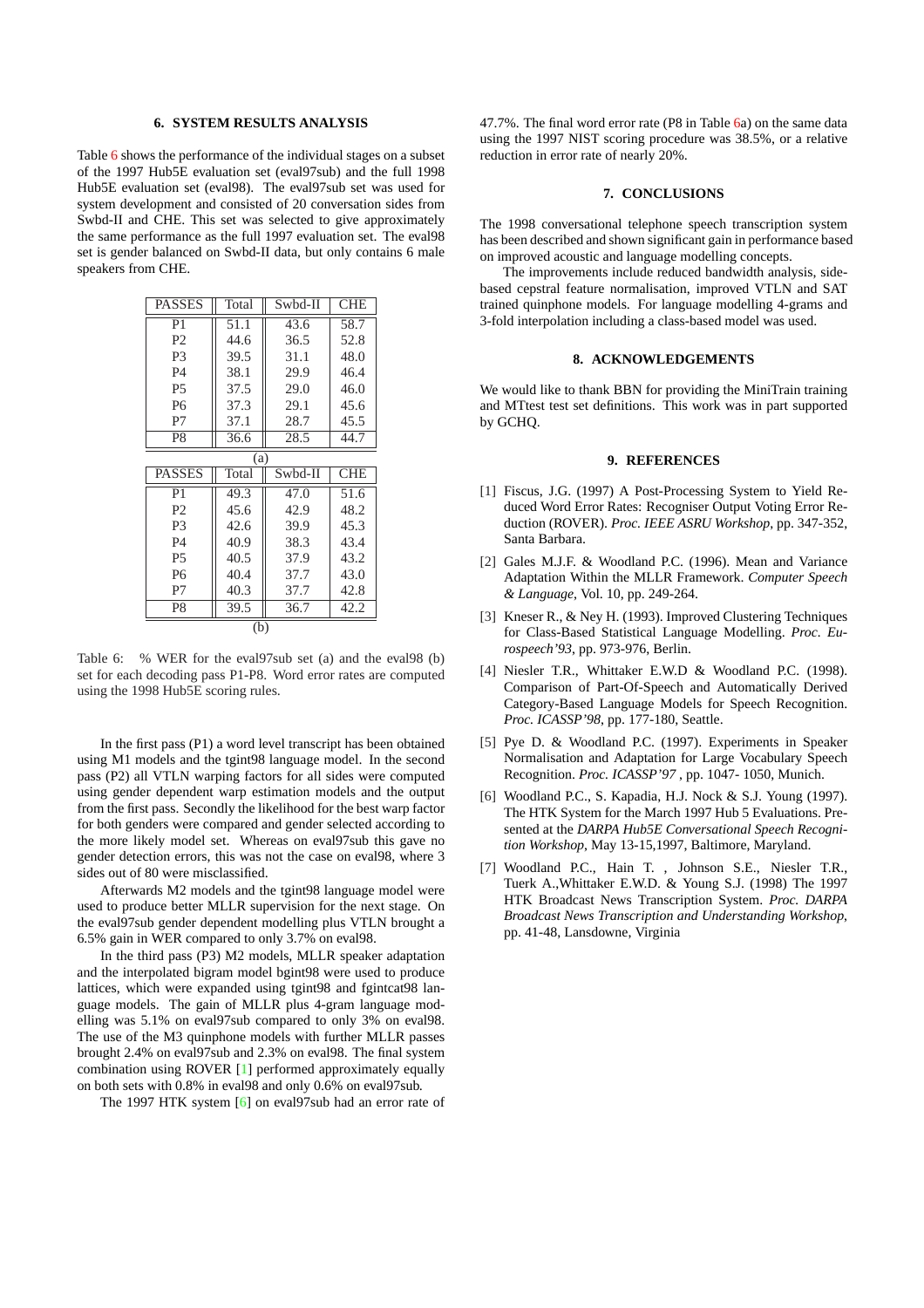## 6. SYSTEM RESULTS ANALYSIS

Table 6 shows the performance of the individual stages on a subset of the 1997 Hub5E evaluation set (eval97sub) and the full 1998 Hub5E evaluation set (eval98). The eval97sub set was used for system development and consisted of 20 conversation sides from Swbd-II and CHE. This set was selected to give approximately the same performance as the full 1997 evaluation set. The eval98 set is gender balanced on Swbd-II data, but only contains 6 male speakers from CHE.

| PASSES | Total | Swbd-II | CHE |
|---|---|---|---|
| P1 | 51.1 | 43.6 | 58.7 |
| P2 | 44.6 | 36.5 | 52.8 |
| P3 | 39.5 | 31.1 | 48.0 |
| P4 | 38.1 | 29.9 | 46.4 |
| P5 | 37.5 | 29.0 | 46.0 |
| P6 | 37.3 | 29.1 | 45.6 |
| P7 | 37.1 | 28.7 | 45.5 |
| P8 | 36.6 | 28.5 | 44.7 |

(a)

| PASSES | Total | Swbd-II | CHE |
|---|---|---|---|
| P1 | 49.3 | 47.0 | 51.6 |
| P2 | 45.6 | 42.9 | 48.2 |
| P3 | 42.6 | 39.9 | 45.3 |
| P4 | 40.9 | 38.3 | 43.4 |
| P5 | 40.5 | 37.9 | 43.2 |
| P6 | 40.4 | 37.7 | 43.0 |
| P7 | 40.3 | 37.7 | 42.8 |
| P8 | 39.5 | 36.7 | 42.2 |

(b)

Table 6: % WER for the eval97sub set (a) and the eval98 (b) set for each decoding pass P1-P8. Word error rates are computed using the 1998 Hub5E scoring rules.

In the first pass (P1) a word level transcript has been obtained using M1 models and the tgint98 language model. In the second pass (P2) all VTLN warping factors for all sides were computed using gender dependent warp estimation models and the output from the first pass. Secondly the likelihood for the best warp factor for both genders were compared and gender selected according to the more likely model set. Whereas on eval97sub this gave no gender detection errors, this was not the case on eval98, where 3 sides out of 80 were misclassified.

Afterwards M2 models and the tgint98 language model were used to produce better MLLR supervision for the next stage. On the eval97sub gender dependent modelling plus VTLN brought a 6.5% gain in WER compared to only 3.7% on eval98.

In the third pass (P3) M2 models, MLLR speaker adaptation and the interpolated bigram model bgint98 were used to produce lattices, which were expanded using tgint98 and fgintcat98 language models. The gain of MLLR plus 4-gram language modelling was 5.1% on eval97sub compared to only 3% on eval98. The use of the M3 quinphone models with further MLLR passes brought 2.4% on eval97sub and 2.3% on eval98. The final system combination using ROVER [1] performed approximately equally on both sets with 0.8% in eval98 and only 0.6% on eval97sub.

The 1997 HTK system [6] on eval97sub had an error rate of 47.7%. The final word error rate (P8 in Table 6a) on the same data using the 1997 NIST scoring procedure was 38.5%, or a relative reduction in error rate of nearly 20%.

## 7. CONCLUSIONS

The 1998 conversational telephone speech transcription system has been described and shown significant gain in performance based on improved acoustic and language modelling concepts.

The improvements include reduced bandwidth analysis, side-based cepstral feature normalisation, improved VTLN and SAT trained quinphone models. For language modelling 4-grams and 3-fold interpolation including a class-based model was used.

## 8. ACKNOWLEDGEMENTS

We would like to thank BBN for providing the MiniTrain training and MTtest test set definitions. This work was in part supported by GCHQ.

## 9. REFERENCES

[1] Fiscus, J.G. (1997) A Post-Processing System to Yield Reduced Word Error Rates: Recogniser Output Voting Error Reduction (ROVER). *Proc. IEEE ASRU Workshop*, pp. 347-352, Santa Barbara.

[2] Gales M.J.F. & Woodland P.C. (1996). Mean and Variance Adaptation Within the MLLR Framework. *Computer Speech & Language*, Vol. 10, pp. 249-264.

[3] Kneser R., & Ney H. (1993). Improved Clustering Techniques for Class-Based Statistical Language Modelling. *Proc. Eurospeech'93*, pp. 973-976, Berlin.

[4] Niesler T.R., Whittaker E.W.D & Woodland P.C. (1998). Comparison of Part-Of-Speech and Automatically Derived Category-Based Language Models for Speech Recognition. *Proc. ICASSP'98*, pp. 177-180, Seattle.

[5] Pye D. & Woodland P.C. (1997). Experiments in Speaker Normalisation and Adaptation for Large Vocabulary Speech Recognition. *Proc. ICASSP'97* , pp. 1047- 1050, Munich.

[6] Woodland P.C., S. Kapadia, H.J. Nock & S.J. Young (1997). The HTK System for the March 1997 Hub 5 Evaluations. Presented at the *DARPA Hub5E Conversational Speech Recognition Workshop*, May 13-15,1997, Baltimore, Maryland.

[7] Woodland P.C., Hain T. , Johnson S.E., Niesler T.R., Tuerk A.,Whittaker E.W.D. & Young S.J. (1998) The 1997 HTK Broadcast News Transcription System. *Proc. DARPA Broadcast News Transcription and Understanding Workshop*, pp. 41-48, Lansdowne, Virginia